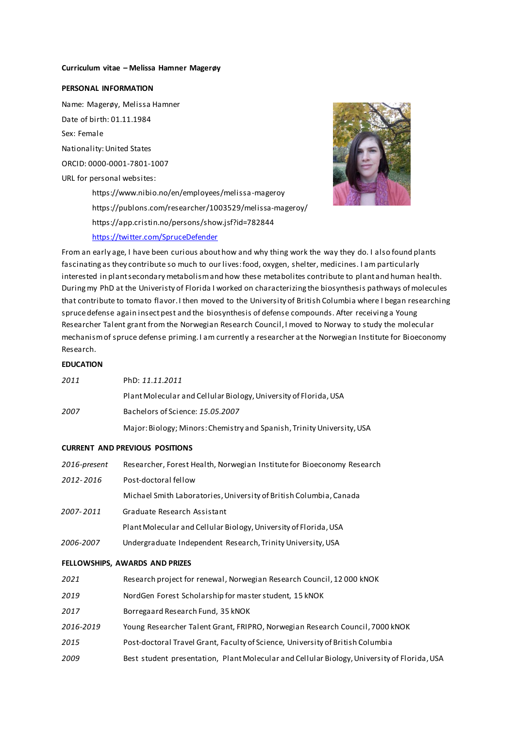**Curriculum vitae – Melissa Hamner Magerøy**

**PERSONAL INFORMATION**

Name: Magerøy, Melissa Hamner

Date of birth: 01.11.1984

Sex: Female

Nationality: United States

ORCID: 0000-0001-7801-1007

URL for personal websites:

https://www.nibio.no/en/employees/melissa-mageroy

https://publons.com/researcher/1003529/melissa-mageroy/

https://app.cristin.no/persons/show.jsf?id=782844

https://twitter.com/SpruceDefender

From an early age, I have been curious about how and why thing work the way they do. I also found plants fascinating as they contribute so much to our lives: food, oxygen, shelter, medicines. I am particularly interested in plant secondary metabolism and how these metabolites contribute to plant and human health. During my PhD at the Univeristy of Florida I worked on characterizing the biosynthesis pathways of molecules that contribute to tomato flavor. I then moved to the University of British Columbia where I began researching spruce defense again insect pest and the biosynthesis of defense compounds. After receiving a Young Researcher Talent grant from the Norwegian Research Council, I moved to Norway to study the molecular mechanism of spruce defense priming. I am currently a researcher at the Norwegian Institute for Bioeconomy Research.

**EDUCATION**

| | |
|---|---|
| *2011* | PhD: *11.11.2011* |
| | Plant Molecular and Cellular Biology, University of Florida, USA |
| *2007* | Bachelors of Science: *15.05.2007* |
| | Major: Biology; Minors: Chemistry and Spanish, Trinity University, USA |

**CURRENT AND PREVIOUS POSITIONS**

| | |
|---|---|
| *2016-present* | Researcher, Forest Health, Norwegian Institute for Bioeconomy Research |
| *2012-2016* | Post-doctoral fellow |
| | Michael Smith Laboratories, University of British Columbia, Canada |
| *2007-2011* | Graduate Research Assistant |
| | Plant Molecular and Cellular Biology, University of Florida, USA |
| *2006-2007* | Undergraduate Independent Research, Trinity University, USA |

**FELLOWSHIPS, AWARDS AND PRIZES**

| | |
|---|---|
| *2021* | Research project for renewal, Norwegian Research Council, 12 000 kNOK |
| *2019* | NordGen Forest Scholarship for master student, 15 kNOK |
| *2017* | Borregaard Research Fund, 35 kNOK |
| *2016-2019* | Young Researcher Talent Grant, FRIPRO, Norwegian Research Council, 7000 kNOK |
| *2015* | Post-doctoral Travel Grant, Faculty of Science, University of British Columbia |
| *2009* | Best student presentation, Plant Molecular and Cellular Biology, University of Florida, USA |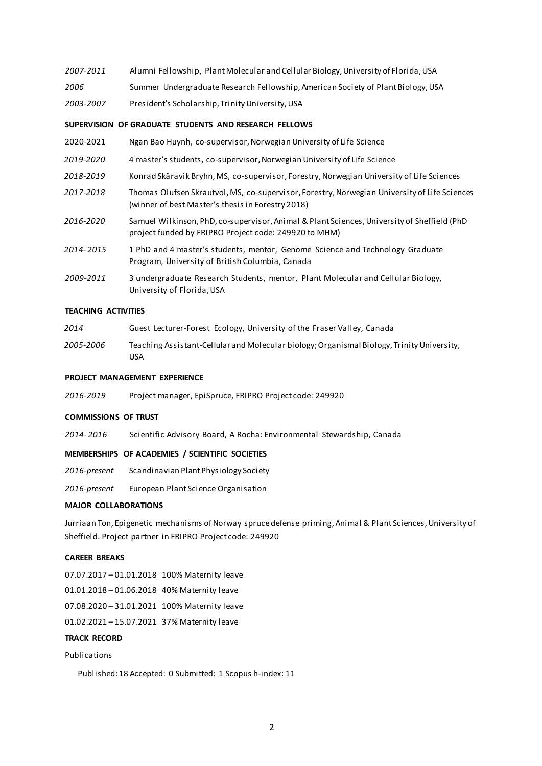*2007-2011* Alumni Fellowship, Plant Molecular and Cellular Biology, University of Florida, USA

*2006* Summer Undergraduate Research Fellowship, American Society of Plant Biology, USA

*2003-2007* President's Scholarship, Trinity University, USA

**SUPERVISION OF GRADUATE STUDENTS AND RESEARCH FELLOWS**

2020-2021 Ngan Bao Huynh, co-supervisor, Norwegian University of Life Science

*2019-2020* 4 master's students, co-supervisor, Norwegian University of Life Science

*2018-2019* Konrad Skåravik Bryhn, MS, co-supervisor, Forestry, Norwegian University of Life Sciences

*2017-2018* Thomas Olufsen Skrautvol, MS, co-supervisor, Forestry, Norwegian University of Life Sciences (winner of best Master's thesis in Forestry 2018)

*2016-2020* Samuel Wilkinson, PhD, co-supervisor, Animal & Plant Sciences, University of Sheffield (PhD project funded by FRIPRO Project code: 249920 to MHM)

*2014-2015* 1 PhD and 4 master's students, mentor, Genome Science and Technology Graduate Program, University of British Columbia, Canada

*2009-2011* 3 undergraduate Research Students, mentor, Plant Molecular and Cellular Biology, University of Florida, USA

**TEACHING ACTIVITIES**

*2014* Guest Lecturer-Forest Ecology, University of the Fraser Valley, Canada

*2005-2006* Teaching Assistant-Cellular and Molecular biology; Organismal Biology, Trinity University, USA

**PROJECT MANAGEMENT EXPERIENCE**

*2016-2019* Project manager, EpiSpruce, FRIPRO Project code: 249920

**COMMISSIONS OF TRUST**

*2014-2016* Scientific Advisory Board, A Rocha: Environmental Stewardship, Canada

**MEMBERSHIPS OF ACADEMIES / SCIENTIFIC SOCIETIES**

*2016-present* Scandinavian Plant Physiology Society

*2016-present* European Plant Science Organisation

**MAJOR COLLABORATIONS**

Jurriaan Ton, Epigenetic mechanisms of Norway spruce defense priming, Animal & Plant Sciences, University of Sheffield. Project partner in FRIPRO Project code: 249920

**CAREER BREAKS**

07.07.2017 – 01.01.2018 100% Maternity leave

01.01.2018 – 01.06.2018 40% Maternity leave

07.08.2020 – 31.01.2021 100% Maternity leave

01.02.2021 – 15.07.2021 37% Maternity leave

**TRACK RECORD**

Publications

Published: 18 Accepted: 0 Submitted: 1 Scopus h-index: 11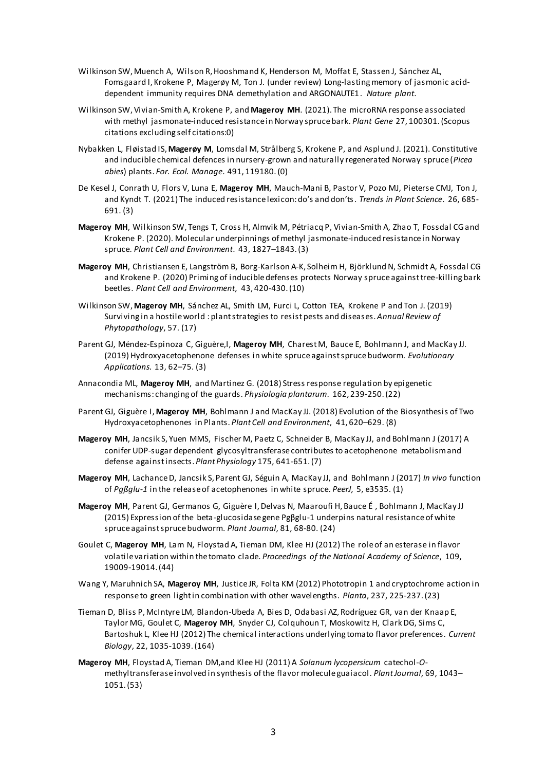Wilkinson SW, Muench A, Wilson R, Hooshmand K, Henderson M, Moffat E, Stassen J, Sánchez AL, Fomsgaard I, Krokene P, Magerøy M, Ton J. (under review) Long-lasting memory of jasmonic acid-dependent immunity requires DNA demethylation and ARGONAUTE1. *Nature plant*.

Wilkinson SW, Vivian-Smith A, Krokene P, and **Mageroy MH**. (2021). The microRNA response associated with methyl jasmonate-induced resistance in Norway spruce bark. *Plant Gene* 27, 100301. (Scopus citations excluding self citations:0)

Nybakken L, Fløistad IS, **Magerøy M**, Lomsdal M, Strålberg S, Krokene P, and Asplund J. (2021). Constitutive and inducible chemical defences in nursery-grown and naturally regenerated Norway spruce (*Picea abies*) plants. *For. Ecol. Manage*. 491, 119180. (0)

De Kesel J, Conrath U, Flors V, Luna E, **Mageroy MH**, Mauch-Mani B, Pastor V, Pozo MJ, Pieterse CMJ, Ton J, and Kyndt T. (2021) The induced resistance lexicon: do's and don'ts. *Trends in Plant Science*. 26, 685-691. (3)

**Mageroy MH**, Wilkinson SW, Tengs T, Cross H, Almvik M, Pétriacq P, Vivian-Smith A, Zhao T, Fossdal CG and Krokene P. (2020). Molecular underpinnings of methyl jasmonate-induced resistance in Norway spruce. *Plant Cell and Environment.* 43, 1827–1843. (3)

**Mageroy MH**, Christiansen E, Langström B, Borg-Karlson A-K, Solheim H, Björklund N, Schmidt A, Fossdal CG and Krokene P. (2020) Priming of inducible defenses protects Norway spruce against tree-killing bark beetles. *Plant Cell and Environment*, 43, 420-430. (10)

Wilkinson SW, **Mageroy MH**, Sánchez AL, Smith LM, Furci L, Cotton TEA, Krokene P and Ton J. (2019) Surviving in a hostile world: plant strategies to resist pests and diseases. *Annual Review of Phytopathology*, 57. (17)

Parent GJ, Méndez-Espinoza C, Giguère,I, **Mageroy MH**, Charest M, Bauce E, Bohlmann J, and MacKay JJ. (2019) Hydroxyacetophenone defenses in white spruce against spruce budworm. *Evolutionary Applications.* 13, 62–75. (3)

Annacondia ML, **Mageroy MH**, and Martinez G. (2018) Stress response regulation by epigenetic mechanisms: changing of the guards. *Physiologia plantarum*. 162, 239-250. (22)

Parent GJ, Giguère I, **Mageroy MH**, Bohlmann J and MacKay JJ. (2018) Evolution of the Biosynthesis of Two Hydroxyacetophenones in Plants. *Plant Cell and Environment*, 41, 620–629. (8)

**Mageroy MH**, Jancsik S, Yuen MMS, Fischer M, Paetz C, Schneider B, MacKay JJ, and Bohlmann J (2017) A conifer UDP-sugar dependent glycosyltransferase contributes to acetophenone metabolism and defense against insects. *Plant Physiology* 175, 641-651. (7)

**Mageroy MH**, Lachance D, Jancsik S, Parent GJ, Séguin A, MacKay JJ, and Bohlmann J (2017) *In vivo* function of *Pgßglu-1* in the release of acetophenones in white spruce. *PeerJ*, 5, e3535. (1)

**Mageroy MH**, Parent GJ, Germanos G, Giguère I, Delvas N, Maaroufi H, Bauce É, Bohlmann J, MacKay JJ (2015) Expression of the beta-glucosidase gene Pgβglu-1 underpins natural resistance of white spruce against spruce budworm. *Plant Journal*, 81, 68-80. (24)

Goulet C, **Mageroy MH**, Lam N, Floystad A, Tieman DM, Klee HJ (2012) The role of an esterase in flavor volatile variation within the tomato clade. *Proceedings of the National Academy of Science*, 109, 19009-19014. (44)

Wang Y, Maruhnich SA, **Mageroy MH**, Justice JR, Folta KM (2012) Phototropin 1 and cryptochrome action in response to green light in combination with other wavelengths. *Planta*, 237, 225-237. (23)

Tieman D, Bliss P, McIntyre LM, Blandon-Ubeda A, Bies D, Odabasi AZ, Rodríguez GR, van der Knaap E, Taylor MG, Goulet C, **Mageroy MH**, Snyder CJ, Colquhoun T, Moskowitz H, Clark DG, Sims C, Bartoshuk L, Klee HJ (2012) The chemical interactions underlying tomato flavor preferences. *Current Biology*, 22, 1035-1039. (164)

**Mageroy MH**, Floystad A, Tieman DM, and Klee HJ (2011) A *Solanum lycopersicum* catechol-*O*-methyltransferase involved in synthesis of the flavor molecule guaiacol. *Plant Journal*, 69, 1043–1051. (53)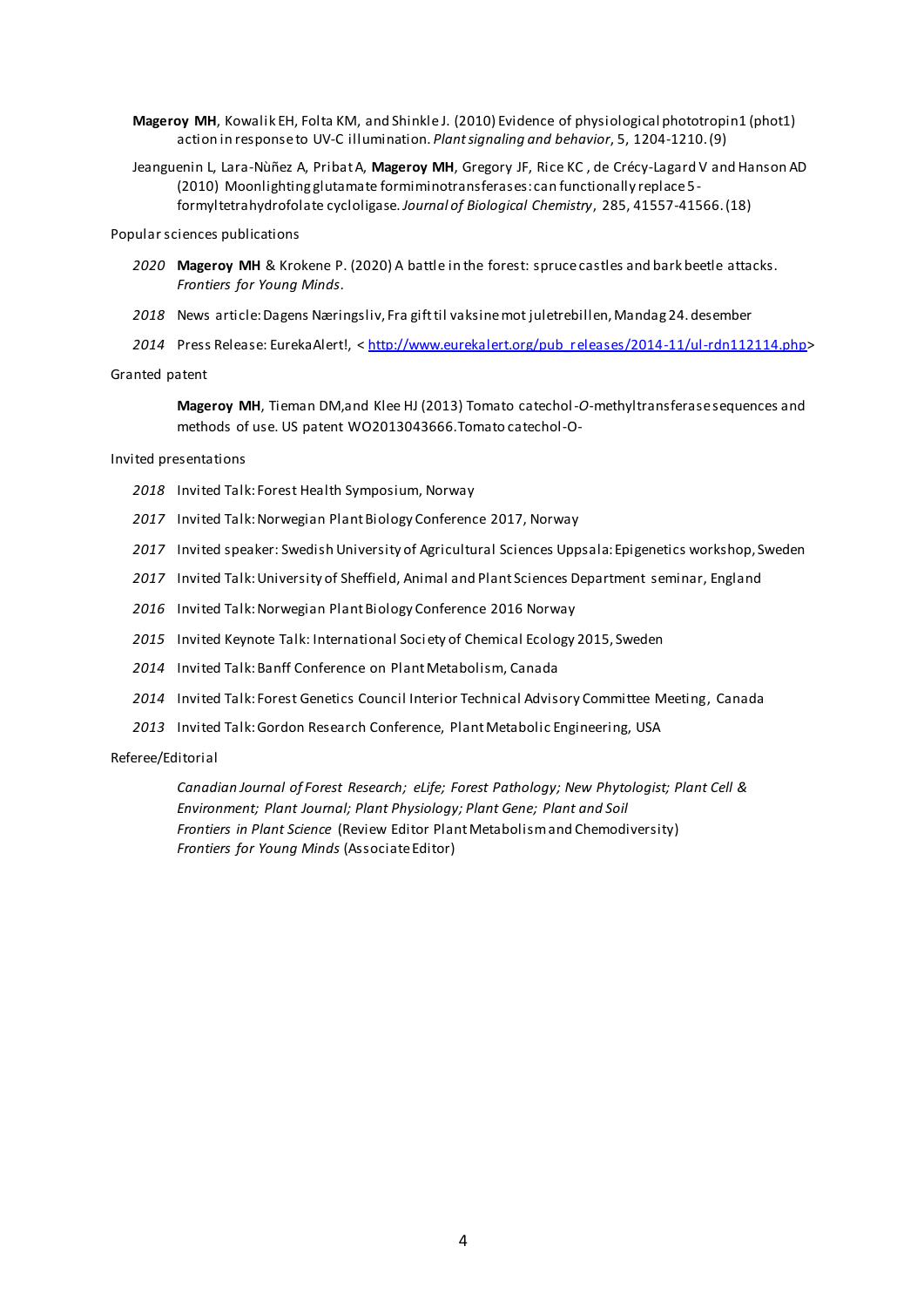**Mageroy MH**, Kowalik EH, Folta KM, and Shinkle J. (2010) Evidence of physiological phototropin1 (phot1) action in response to UV-C illumination. *Plant signaling and behavior*, 5, 1204-1210. (9)

Jeanguenin L, Lara-Nùñez A, Pribat A, **Mageroy MH**, Gregory JF, Rice KC, de Crécy-Lagard V and Hanson AD (2010) Moonlighting glutamate formiminotransferases: can functionally replace 5-formyltetrahydrofolate cycloligase. *Journal of Biological Chemistry*, 285, 41557-41566. (18)

Popular sciences publications

*2020* **Mageroy MH** & Krokene P. (2020) A battle in the forest: spruce castles and bark beetle attacks. *Frontiers for Young Minds*.

*2018* News article: Dagens Næringsliv, Fra gift til vaksine mot juletrebillen, Mandag 24. desember

*2014* Press Release: EurekaAlert!, < http://www.eurekalert.org/pub_releases/2014-11/ul-rdn112114.php>

Granted patent

**Mageroy MH**, Tieman DM, and Klee HJ (2013) Tomato catechol-*O*-methyltransferase sequences and methods of use. US patent WO2013043666. Tomato catechol-O-

Invited presentations

*2018* Invited Talk: Forest Health Symposium, Norway

*2017* Invited Talk: Norwegian Plant Biology Conference 2017, Norway

*2017* Invited speaker: Swedish University of Agricultural Sciences Uppsala: Epigenetics workshop, Sweden

*2017* Invited Talk: University of Sheffield, Animal and Plant Sciences Department seminar, England

*2016* Invited Talk: Norwegian Plant Biology Conference 2016 Norway

*2015* Invited Keynote Talk: International Society of Chemical Ecology 2015, Sweden

*2014* Invited Talk: Banff Conference on Plant Metabolism, Canada

*2014* Invited Talk: Forest Genetics Council Interior Technical Advisory Committee Meeting, Canada

*2013* Invited Talk: Gordon Research Conference, Plant Metabolic Engineering, USA

Referee/Editorial

*Canadian Journal of Forest Research; eLife; Forest Pathology; New Phytologist; Plant Cell & Environment; Plant Journal; Plant Physiology; Plant Gene; Plant and Soil*
*Frontiers in Plant Science* (Review Editor Plant Metabolism and Chemodiversity)
*Frontiers for Young Minds* (Associate Editor)